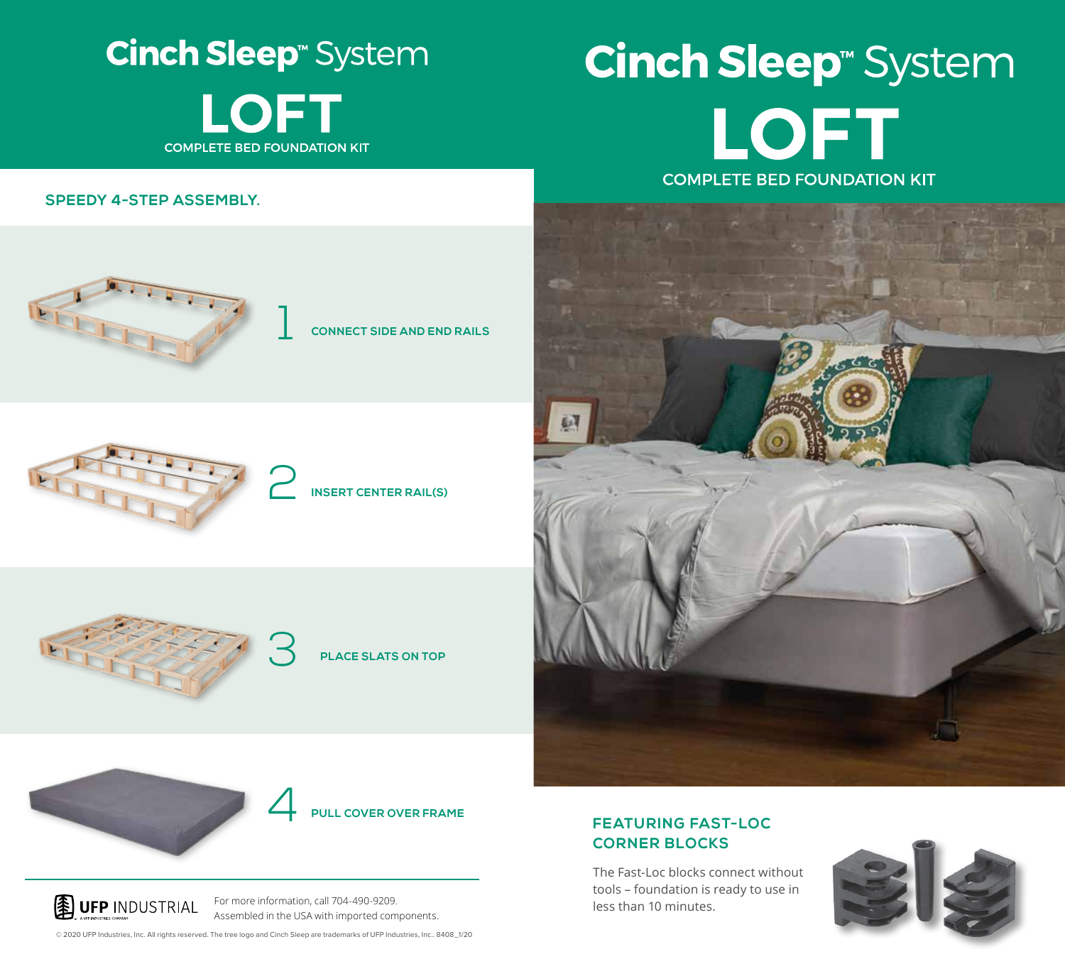# Cinch Sleep™ System

## LOFT

COMPLETE BED FOUNDATION KIT

### SPEEDY 4-STEP ASSEMBLY.

1. CONNECT SIDE AND END RAILS
2. INSERT CENTER RAIL(S)
3. PLACE SLATS ON TOP
4. PULL COVER OVER FRAME

UFP INDUSTRIAL

For more information, call 704-490-9209.
Assembled in the USA with imported components.

© 2020 UFP Industries, Inc. All rights reserved. The tree logo and Cinch Sleep are trademarks of UFP Industries, Inc.. 8408_1/20

# Cinch Sleep™ System

## LOFT

COMPLETE BED FOUNDATION KIT

### FEATURING FAST-LOC CORNER BLOCKS

The Fast-Loc blocks connect without tools – foundation is ready to use in less than 10 minutes.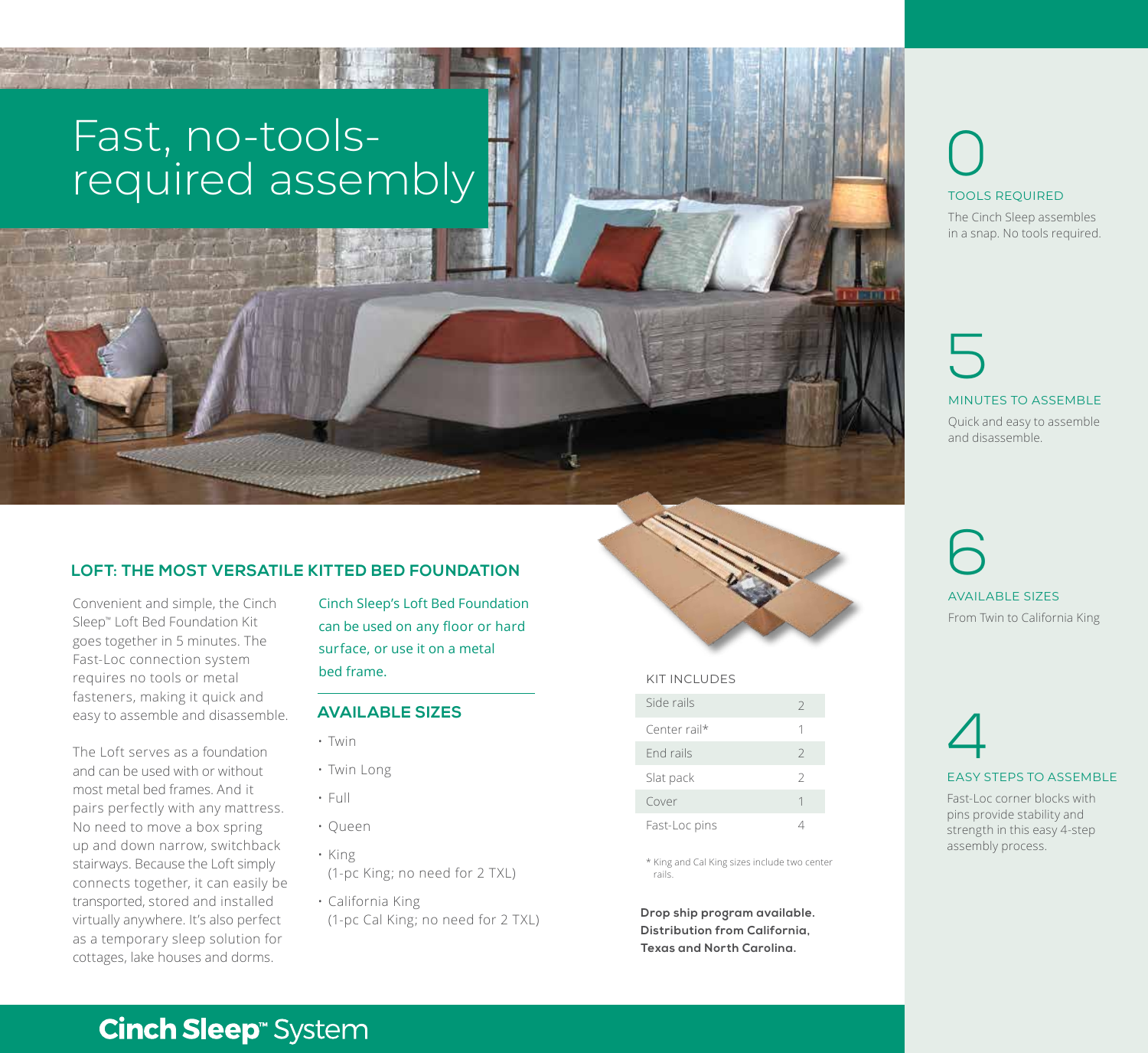# Fast, no-tools-required assembly

## LOFT: THE MOST VERSATILE KITTED BED FOUNDATION

Convenient and simple, the Cinch Sleep™ Loft Bed Foundation Kit goes together in 5 minutes. The Fast-Loc connection system requires no tools or metal fasteners, making it quick and easy to assemble and disassemble.

The Loft serves as a foundation and can be used with or without most metal bed frames. And it pairs perfectly with any mattress. No need to move a box spring up and down narrow, switchback stairways. Because the Loft simply connects together, it can easily be transported, stored and installed virtually anywhere. It's also perfect as a temporary sleep solution for cottages, lake houses and dorms.

Cinch Sleep's Loft Bed Foundation can be used on any floor or hard surface, or use it on a metal bed frame.

## AVAILABLE SIZES

- Twin
- Twin Long
- Full
- Queen
- King
  (1-pc King; no need for 2 TXL)
- California King
  (1-pc Cal King; no need for 2 TXL)

KIT INCLUDES

| | |
|---|---|
| Side rails | 2 |
| Center rail* | 1 |
| End rails | 2 |
| Slat pack | 2 |
| Cover | 1 |
| Fast-Loc pins | 4 |

\* King and Cal King sizes include two center rails.

**Drop ship program available. Distribution from California, Texas and North Carolina.**

0
TOOLS REQUIRED
The Cinch Sleep assembles in a snap. No tools required.

5
MINUTES TO ASSEMBLE
Quick and easy to assemble and disassemble.

6
AVAILABLE SIZES
From Twin to California King

4
EASY STEPS TO ASSEMBLE
Fast-Loc corner blocks with pins provide stability and strength in this easy 4-step assembly process.

**Cinch Sleep™** System